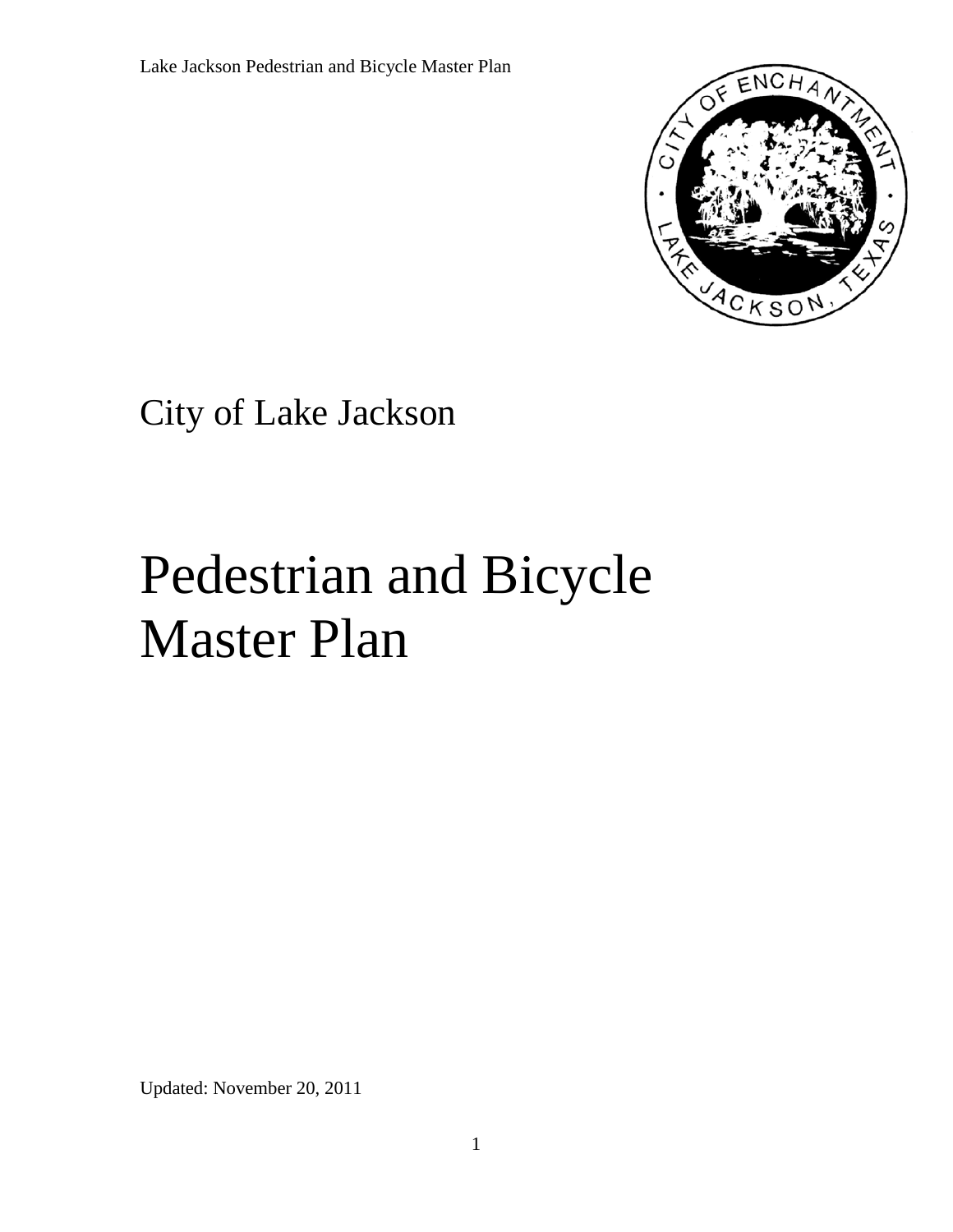City of Lake Jackson

# Pedestrian and Bicycle Master Plan

Updated: November 20, 2011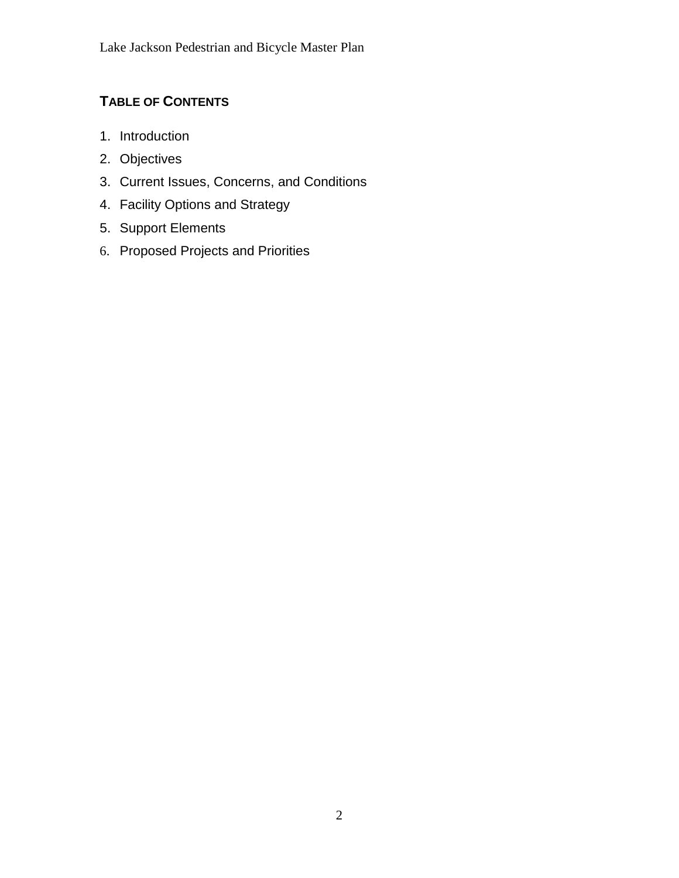## TABLE OF CONTENTS

1. Introduction
2. Objectives
3. Current Issues, Concerns, and Conditions
4. Facility Options and Strategy
5. Support Elements
6. Proposed Projects and Priorities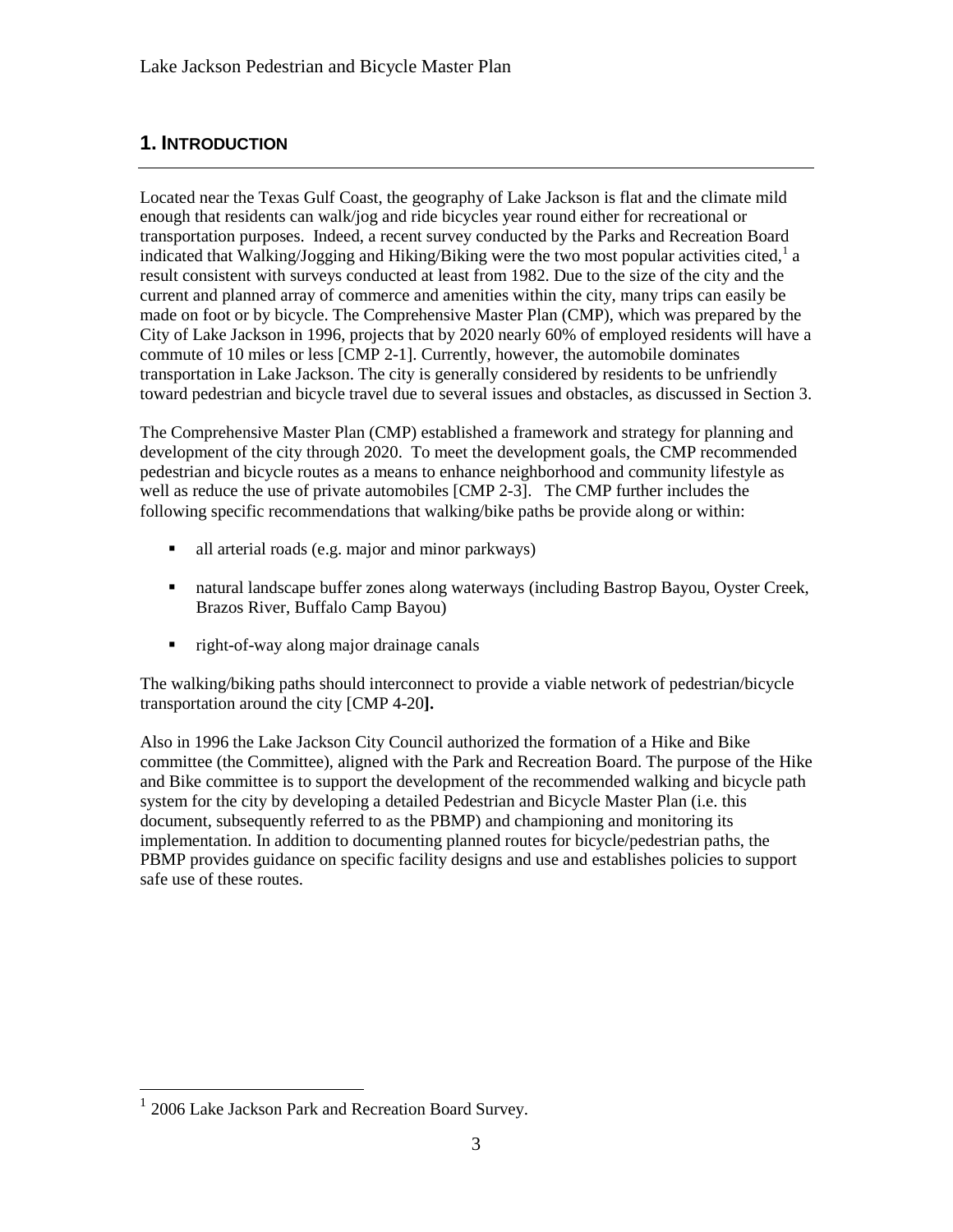## 1. INTRODUCTION

Located near the Texas Gulf Coast, the geography of Lake Jackson is flat and the climate mild enough that residents can walk/jog and ride bicycles year round either for recreational or transportation purposes. Indeed, a recent survey conducted by the Parks and Recreation Board indicated that Walking/Jogging and Hiking/Biking were the two most popular activities cited,[1] a result consistent with surveys conducted at least from 1982. Due to the size of the city and the current and planned array of commerce and amenities within the city, many trips can easily be made on foot or by bicycle. The Comprehensive Master Plan (CMP), which was prepared by the City of Lake Jackson in 1996, projects that by 2020 nearly 60% of employed residents will have a commute of 10 miles or less [CMP 2-1]. Currently, however, the automobile dominates transportation in Lake Jackson. The city is generally considered by residents to be unfriendly toward pedestrian and bicycle travel due to several issues and obstacles, as discussed in Section 3.

The Comprehensive Master Plan (CMP) established a framework and strategy for planning and development of the city through 2020. To meet the development goals, the CMP recommended pedestrian and bicycle routes as a means to enhance neighborhood and community lifestyle as well as reduce the use of private automobiles [CMP 2-3]. The CMP further includes the following specific recommendations that walking/bike paths be provide along or within:

- all arterial roads (e.g. major and minor parkways)
- natural landscape buffer zones along waterways (including Bastrop Bayou, Oyster Creek, Brazos River, Buffalo Camp Bayou)
- right-of-way along major drainage canals

The walking/biking paths should interconnect to provide a viable network of pedestrian/bicycle transportation around the city [CMP 4-20**].**

Also in 1996 the Lake Jackson City Council authorized the formation of a Hike and Bike committee (the Committee), aligned with the Park and Recreation Board. The purpose of the Hike and Bike committee is to support the development of the recommended walking and bicycle path system for the city by developing a detailed Pedestrian and Bicycle Master Plan (i.e. this document, subsequently referred to as the PBMP) and championing and monitoring its implementation. In addition to documenting planned routes for bicycle/pedestrian paths, the PBMP provides guidance on specific facility designs and use and establishes policies to support safe use of these routes.

---

[1] 2006 Lake Jackson Park and Recreation Board Survey.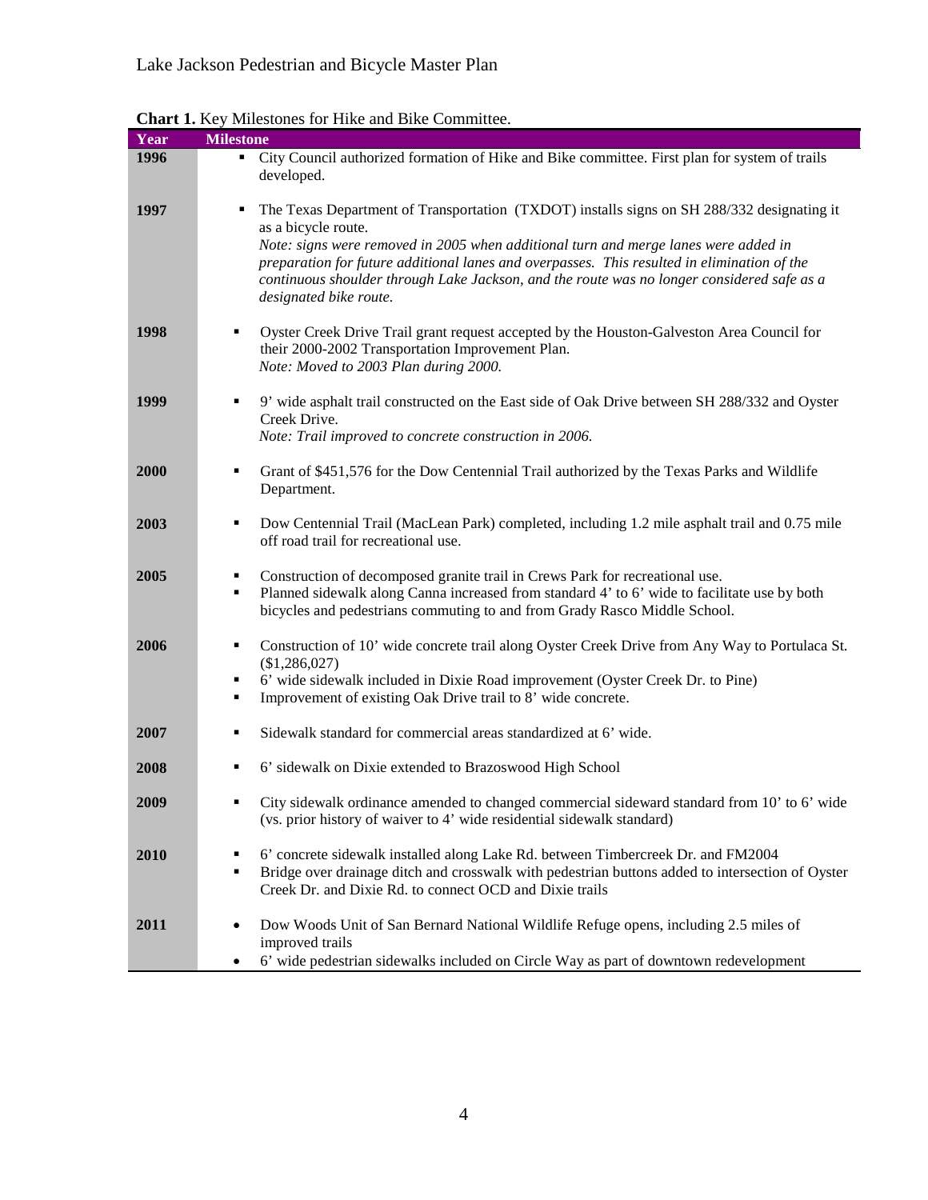**Chart 1.** Key Milestones for Hike and Bike Committee.

| Year | Milestone |
| --- | --- |
| **1996** | ▪ City Council authorized formation of Hike and Bike committee. First plan for system of trails developed. |
| **1997** | ▪ The Texas Department of Transportation (TXDOT) installs signs on SH 288/332 designating it as a bicycle route.<br>*Note: signs were removed in 2005 when additional turn and merge lanes were added in preparation for future additional lanes and overpasses. This resulted in elimination of the continuous shoulder through Lake Jackson, and the route was no longer considered safe as a designated bike route.* |
| **1998** | ▪ Oyster Creek Drive Trail grant request accepted by the Houston-Galveston Area Council for their 2000-2002 Transportation Improvement Plan.<br>*Note: Moved to 2003 Plan during 2000.* |
| **1999** | ▪ 9' wide asphalt trail constructed on the East side of Oak Drive between SH 288/332 and Oyster Creek Drive.<br>*Note: Trail improved to concrete construction in 2006.* |
| **2000** | ▪ Grant of $451,576 for the Dow Centennial Trail authorized by the Texas Parks and Wildlife Department. |
| **2003** | ▪ Dow Centennial Trail (MacLean Park) completed, including 1.2 mile asphalt trail and 0.75 mile off road trail for recreational use. |
| **2005** | ▪ Construction of decomposed granite trail in Crews Park for recreational use.<br>▪ Planned sidewalk along Canna increased from standard 4' to 6' wide to facilitate use by both bicycles and pedestrians commuting to and from Grady Rasco Middle School. |
| **2006** | ▪ Construction of 10' wide concrete trail along Oyster Creek Drive from Any Way to Portulaca St. ($1,286,027)<br>▪ 6' wide sidewalk included in Dixie Road improvement (Oyster Creek Dr. to Pine)<br>▪ Improvement of existing Oak Drive trail to 8' wide concrete. |
| **2007** | ▪ Sidewalk standard for commercial areas standardized at 6' wide. |
| **2008** | ▪ 6' sidewalk on Dixie extended to Brazoswood High School |
| **2009** | ▪ City sidewalk ordinance amended to changed commercial sideward standard from 10' to 6' wide (vs. prior history of waiver to 4' wide residential sidewalk standard) |
| **2010** | ▪ 6' concrete sidewalk installed along Lake Rd. between Timbercreek Dr. and FM2004<br>▪ Bridge over drainage ditch and crosswalk with pedestrian buttons added to intersection of Oyster Creek Dr. and Dixie Rd. to connect OCD and Dixie trails |
| **2011** | • Dow Woods Unit of San Bernard National Wildlife Refuge opens, including 2.5 miles of improved trails<br>• 6' wide pedestrian sidewalks included on Circle Way as part of downtown redevelopment |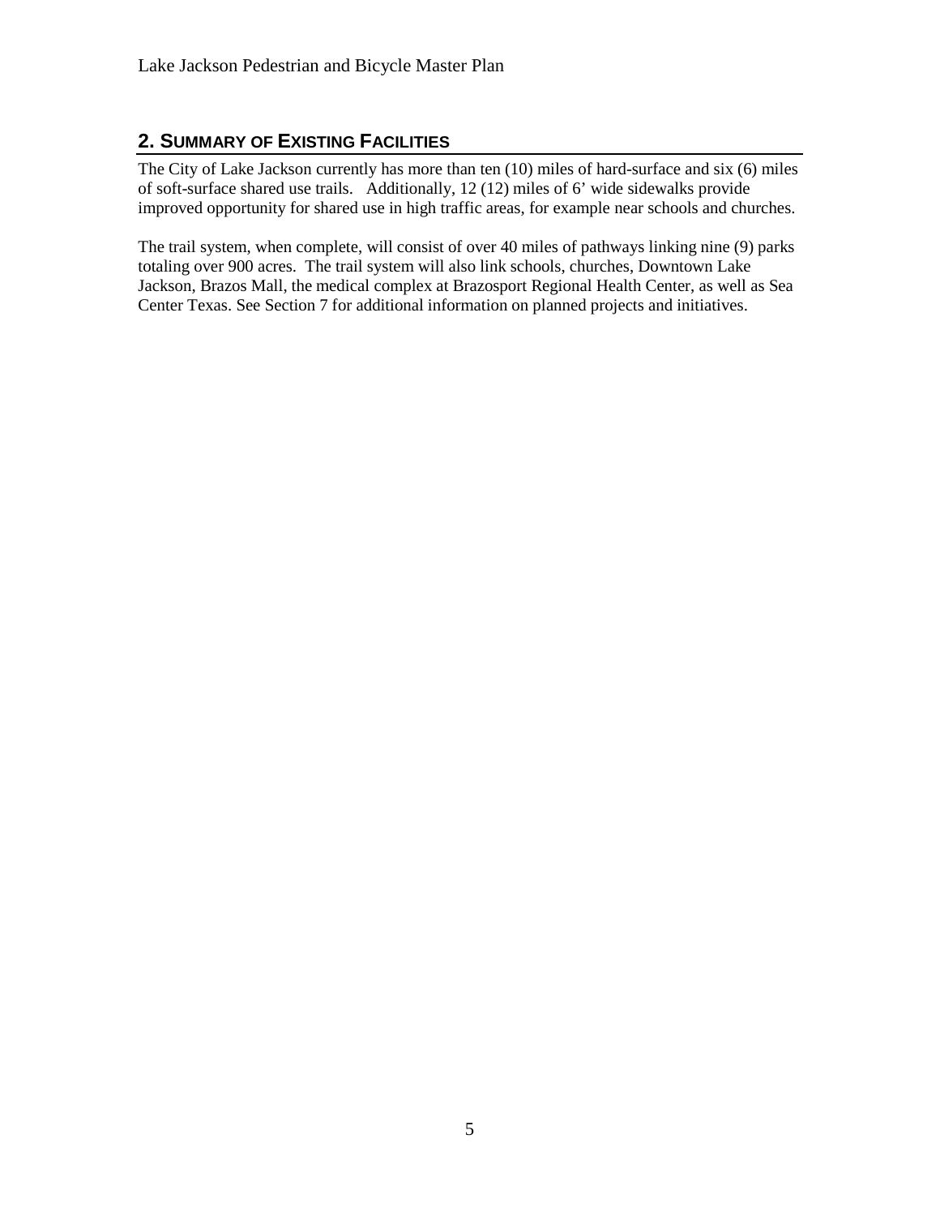## 2. Summary of Existing Facilities

The City of Lake Jackson currently has more than ten (10) miles of hard-surface and six (6) miles of soft-surface shared use trails. Additionally, 12 (12) miles of 6' wide sidewalks provide improved opportunity for shared use in high traffic areas, for example near schools and churches.

The trail system, when complete, will consist of over 40 miles of pathways linking nine (9) parks totaling over 900 acres. The trail system will also link schools, churches, Downtown Lake Jackson, Brazos Mall, the medical complex at Brazosport Regional Health Center, as well as Sea Center Texas. See Section 7 for additional information on planned projects and initiatives.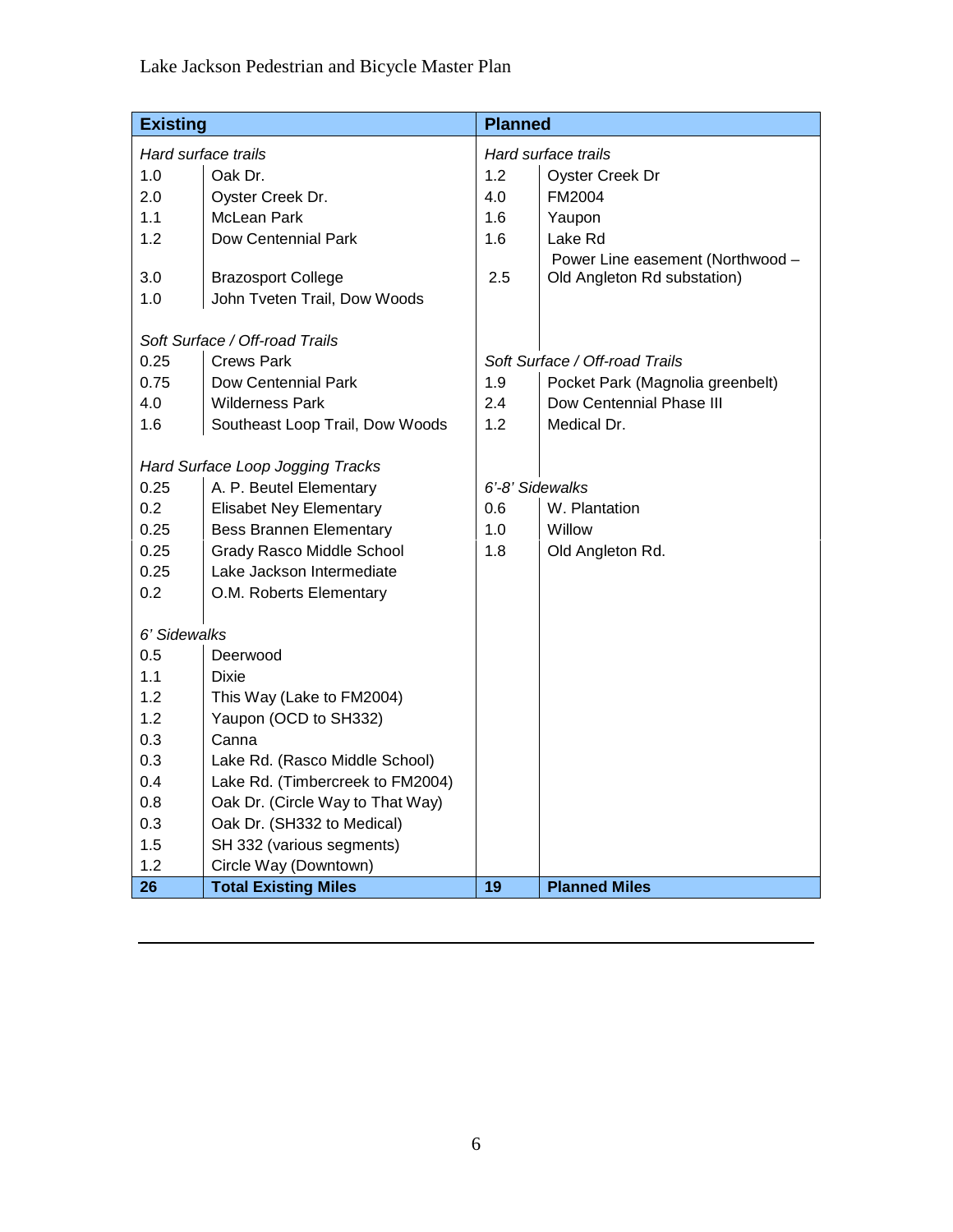| Existing | | Planned | |
|---|---|---|---|
| *Hard surface trails* | | *Hard surface trails* | |
| 1.0 | Oak Dr. | 1.2 | Oyster Creek Dr |
| 2.0 | Oyster Creek Dr. | 4.0 | FM2004 |
| 1.1 | McLean Park | 1.6 | Yaupon |
| 1.2 | Dow Centennial Park | 1.6 | Lake Rd |
| 3.0 | Brazosport College | 2.5 | Power Line easement (Northwood – Old Angleton Rd substation) |
| 1.0 | John Tveten Trail, Dow Woods | | |
| *Soft Surface / Off-road Trails* | | | |
| 0.25 | Crews Park | *Soft Surface / Off-road Trails* | |
| 0.75 | Dow Centennial Park | 1.9 | Pocket Park (Magnolia greenbelt) |
| 4.0 | Wilderness Park | 2.4 | Dow Centennial Phase III |
| 1.6 | Southeast Loop Trail, Dow Woods | 1.2 | Medical Dr. |
| *Hard Surface Loop Jogging Tracks* | | | |
| 0.25 | A. P. Beutel Elementary | *6'-8' Sidewalks* | |
| 0.2 | Elisabet Ney Elementary | 0.6 | W. Plantation |
| 0.25 | Bess Brannen Elementary | 1.0 | Willow |
| 0.25 | Grady Rasco Middle School | 1.8 | Old Angleton Rd. |
| 0.25 | Lake Jackson Intermediate | | |
| 0.2 | O.M. Roberts Elementary | | |
| *6' Sidewalks* | | | |
| 0.5 | Deerwood | | |
| 1.1 | Dixie | | |
| 1.2 | This Way (Lake to FM2004) | | |
| 1.2 | Yaupon (OCD to SH332) | | |
| 0.3 | Canna | | |
| 0.3 | Lake Rd. (Rasco Middle School) | | |
| 0.4 | Lake Rd. (Timbercreek to FM2004) | | |
| 0.8 | Oak Dr. (Circle Way to That Way) | | |
| 0.3 | Oak Dr. (SH332 to Medical) | | |
| 1.5 | SH 332 (various segments) | | |
| 1.2 | Circle Way (Downtown) | | |
| **26** | **Total Existing Miles** | **19** | **Planned Miles** |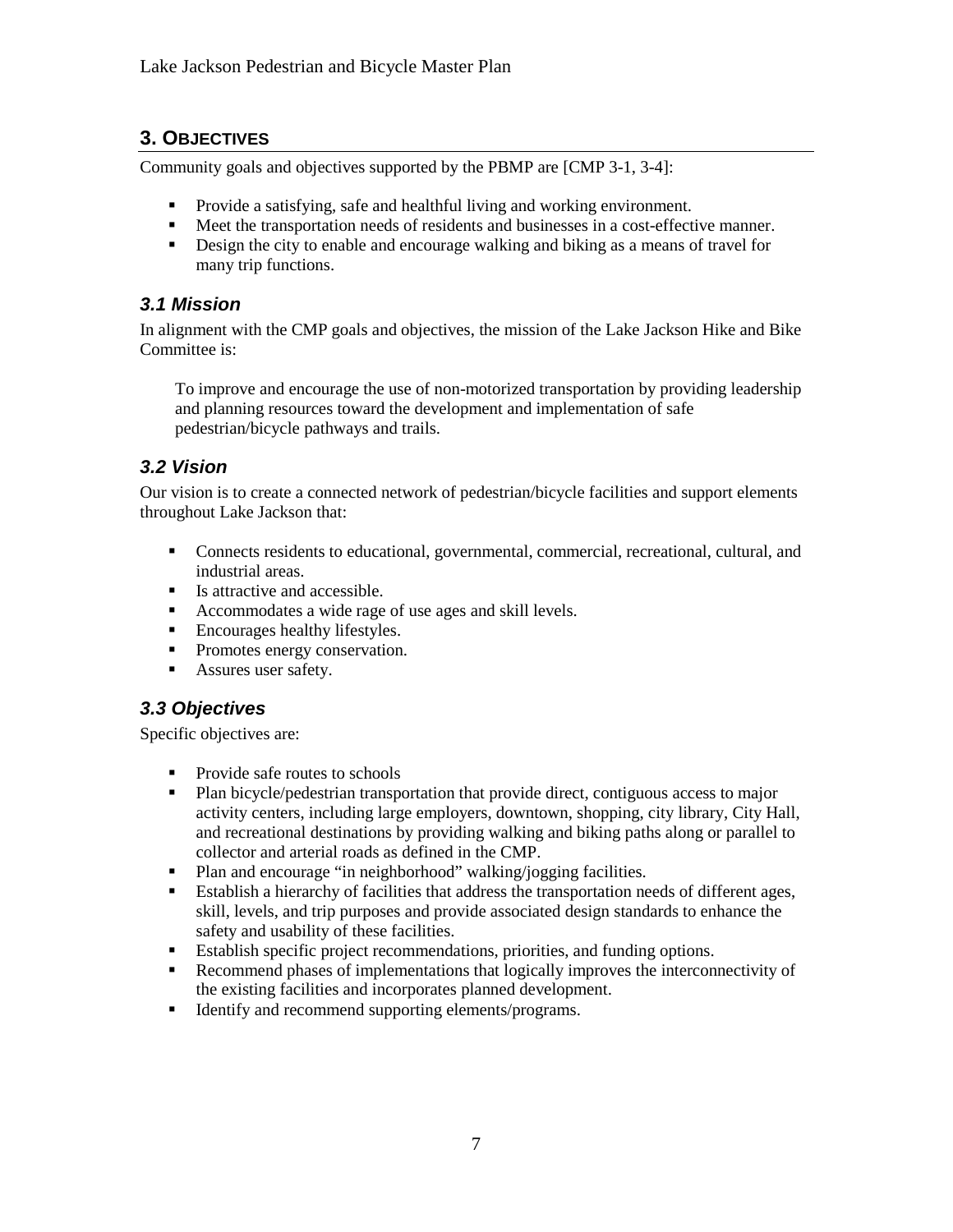## 3. OBJECTIVES

Community goals and objectives supported by the PBMP are [CMP 3-1, 3-4]:

- Provide a satisfying, safe and healthful living and working environment.
- Meet the transportation needs of residents and businesses in a cost-effective manner.
- Design the city to enable and encourage walking and biking as a means of travel for many trip functions.

### *3.1 Mission*

In alignment with the CMP goals and objectives, the mission of the Lake Jackson Hike and Bike Committee is:

> To improve and encourage the use of non-motorized transportation by providing leadership and planning resources toward the development and implementation of safe pedestrian/bicycle pathways and trails.

### *3.2 Vision*

Our vision is to create a connected network of pedestrian/bicycle facilities and support elements throughout Lake Jackson that:

- Connects residents to educational, governmental, commercial, recreational, cultural, and industrial areas.
- Is attractive and accessible.
- Accommodates a wide rage of use ages and skill levels.
- Encourages healthy lifestyles.
- Promotes energy conservation.
- Assures user safety.

### *3.3 Objectives*

Specific objectives are:

- Provide safe routes to schools
- Plan bicycle/pedestrian transportation that provide direct, contiguous access to major activity centers, including large employers, downtown, shopping, city library, City Hall, and recreational destinations by providing walking and biking paths along or parallel to collector and arterial roads as defined in the CMP.
- Plan and encourage "in neighborhood" walking/jogging facilities.
- Establish a hierarchy of facilities that address the transportation needs of different ages, skill, levels, and trip purposes and provide associated design standards to enhance the safety and usability of these facilities.
- Establish specific project recommendations, priorities, and funding options.
- Recommend phases of implementations that logically improves the interconnectivity of the existing facilities and incorporates planned development.
- Identify and recommend supporting elements/programs.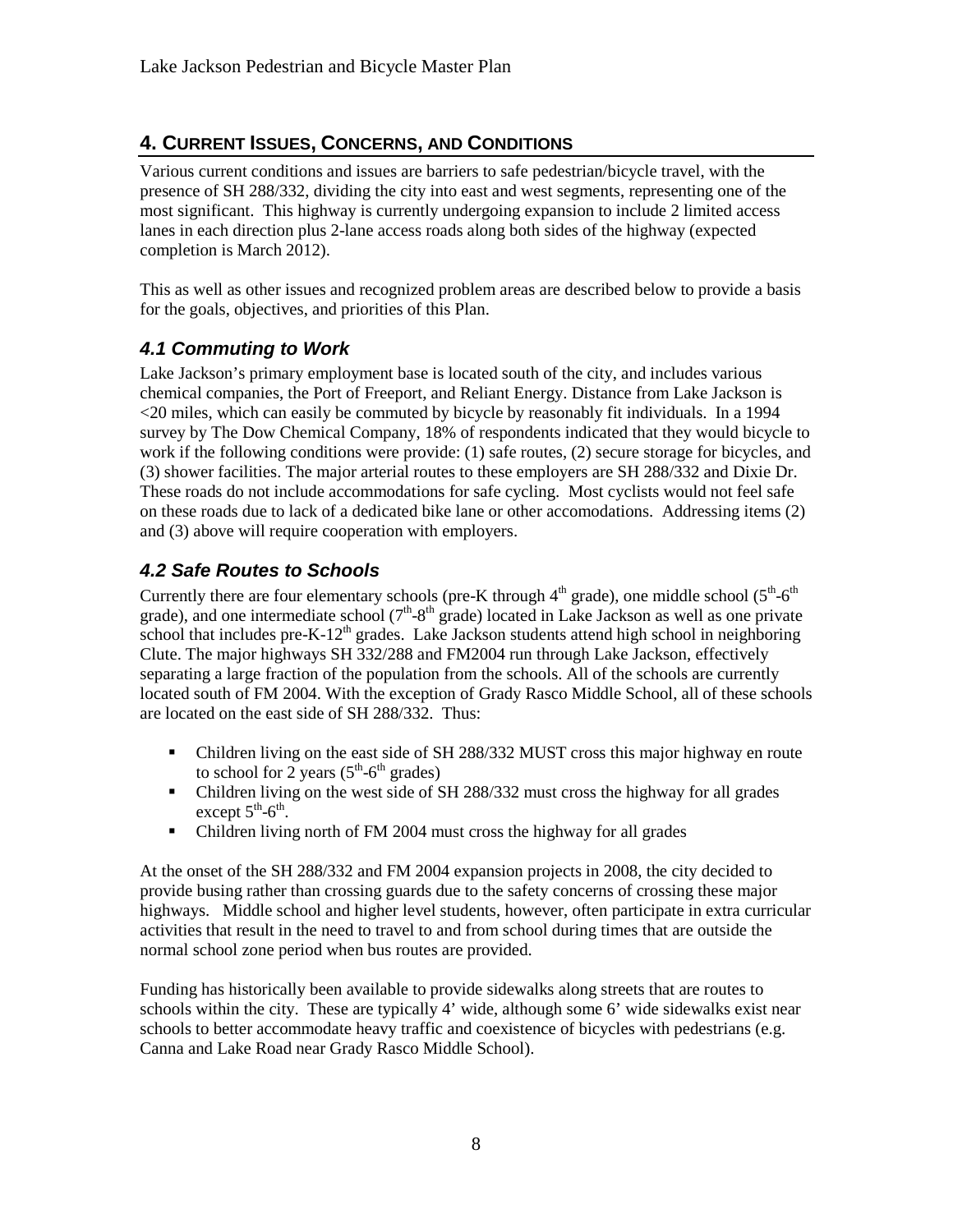## 4. CURRENT ISSUES, CONCERNS, AND CONDITIONS

Various current conditions and issues are barriers to safe pedestrian/bicycle travel, with the presence of SH 288/332, dividing the city into east and west segments, representing one of the most significant. This highway is currently undergoing expansion to include 2 limited access lanes in each direction plus 2-lane access roads along both sides of the highway (expected completion is March 2012).

This as well as other issues and recognized problem areas are described below to provide a basis for the goals, objectives, and priorities of this Plan.

### *4.1 Commuting to Work*

Lake Jackson's primary employment base is located south of the city, and includes various chemical companies, the Port of Freeport, and Reliant Energy. Distance from Lake Jackson is <20 miles, which can easily be commuted by bicycle by reasonably fit individuals. In a 1994 survey by The Dow Chemical Company, 18% of respondents indicated that they would bicycle to work if the following conditions were provide: (1) safe routes, (2) secure storage for bicycles, and (3) shower facilities. The major arterial routes to these employers are SH 288/332 and Dixie Dr. These roads do not include accommodations for safe cycling. Most cyclists would not feel safe on these roads due to lack of a dedicated bike lane or other accomodations. Addressing items (2) and (3) above will require cooperation with employers.

### *4.2 Safe Routes to Schools*

Currently there are four elementary schools (pre-K through 4th grade), one middle school (5th-6th grade), and one intermediate school (7th-8th grade) located in Lake Jackson as well as one private school that includes pre-K-12th grades. Lake Jackson students attend high school in neighboring Clute. The major highways SH 332/288 and FM2004 run through Lake Jackson, effectively separating a large fraction of the population from the schools. All of the schools are currently located south of FM 2004. With the exception of Grady Rasco Middle School, all of these schools are located on the east side of SH 288/332. Thus:

- Children living on the east side of SH 288/332 MUST cross this major highway en route to school for 2 years (5th-6th grades)
- Children living on the west side of SH 288/332 must cross the highway for all grades except 5th-6th.
- Children living north of FM 2004 must cross the highway for all grades

At the onset of the SH 288/332 and FM 2004 expansion projects in 2008, the city decided to provide busing rather than crossing guards due to the safety concerns of crossing these major highways. Middle school and higher level students, however, often participate in extra curricular activities that result in the need to travel to and from school during times that are outside the normal school zone period when bus routes are provided.

Funding has historically been available to provide sidewalks along streets that are routes to schools within the city. These are typically 4' wide, although some 6' wide sidewalks exist near schools to better accommodate heavy traffic and coexistence of bicycles with pedestrians (e.g. Canna and Lake Road near Grady Rasco Middle School).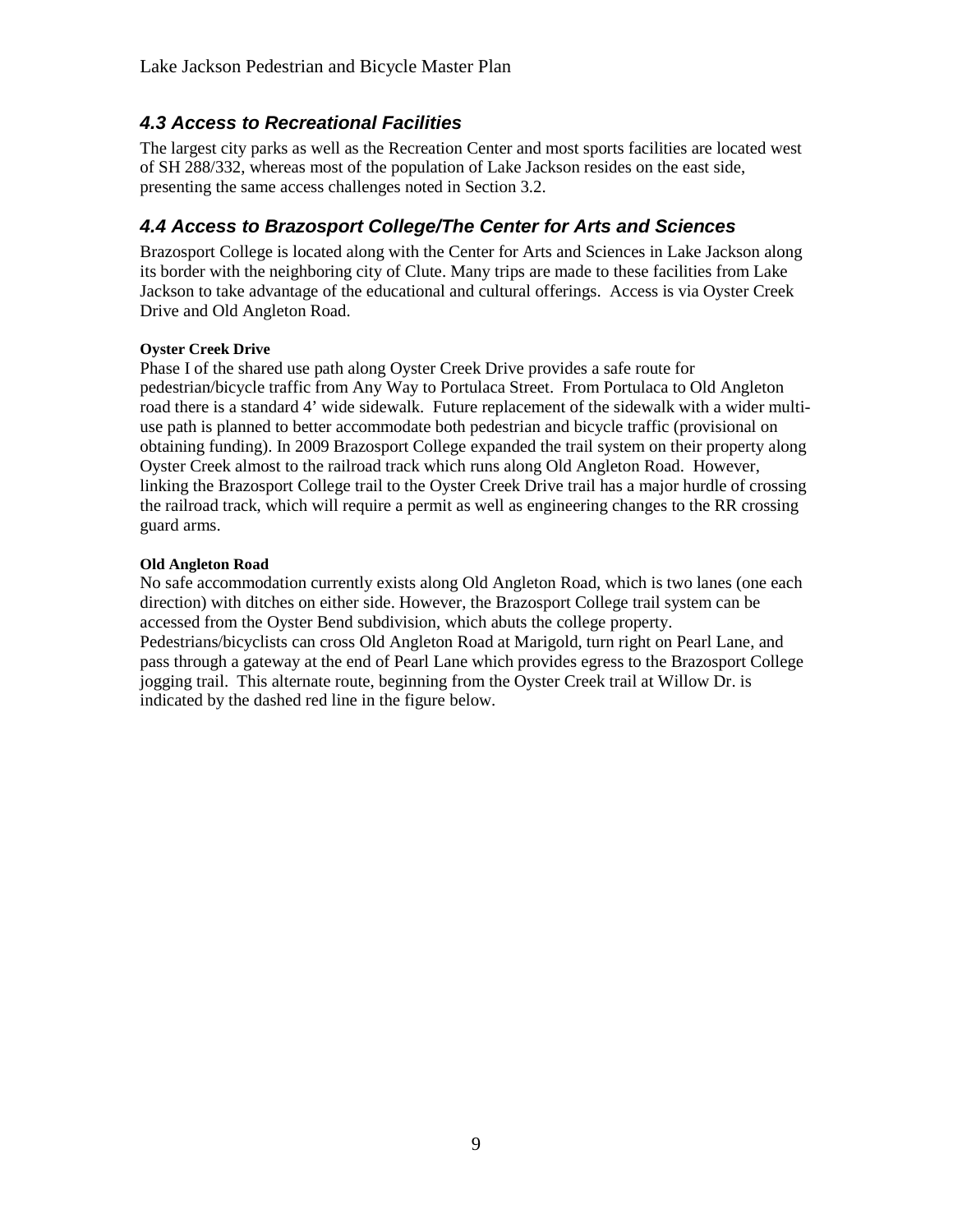### *4.3 Access to Recreational Facilities*

The largest city parks as well as the Recreation Center and most sports facilities are located west of SH 288/332, whereas most of the population of Lake Jackson resides on the east side, presenting the same access challenges noted in Section 3.2.

### *4.4 Access to Brazosport College/The Center for Arts and Sciences*

Brazosport College is located along with the Center for Arts and Sciences in Lake Jackson along its border with the neighboring city of Clute. Many trips are made to these facilities from Lake Jackson to take advantage of the educational and cultural offerings. Access is via Oyster Creek Drive and Old Angleton Road.

**Oyster Creek Drive**

Phase I of the shared use path along Oyster Creek Drive provides a safe route for pedestrian/bicycle traffic from Any Way to Portulaca Street. From Portulaca to Old Angleton road there is a standard 4' wide sidewalk. Future replacement of the sidewalk with a wider multi-use path is planned to better accommodate both pedestrian and bicycle traffic (provisional on obtaining funding). In 2009 Brazosport College expanded the trail system on their property along Oyster Creek almost to the railroad track which runs along Old Angleton Road. However, linking the Brazosport College trail to the Oyster Creek Drive trail has a major hurdle of crossing the railroad track, which will require a permit as well as engineering changes to the RR crossing guard arms.

**Old Angleton Road**

No safe accommodation currently exists along Old Angleton Road, which is two lanes (one each direction) with ditches on either side. However, the Brazosport College trail system can be accessed from the Oyster Bend subdivision, which abuts the college property. Pedestrians/bicyclists can cross Old Angleton Road at Marigold, turn right on Pearl Lane, and pass through a gateway at the end of Pearl Lane which provides egress to the Brazosport College jogging trail. This alternate route, beginning from the Oyster Creek trail at Willow Dr. is indicated by the dashed red line in the figure below.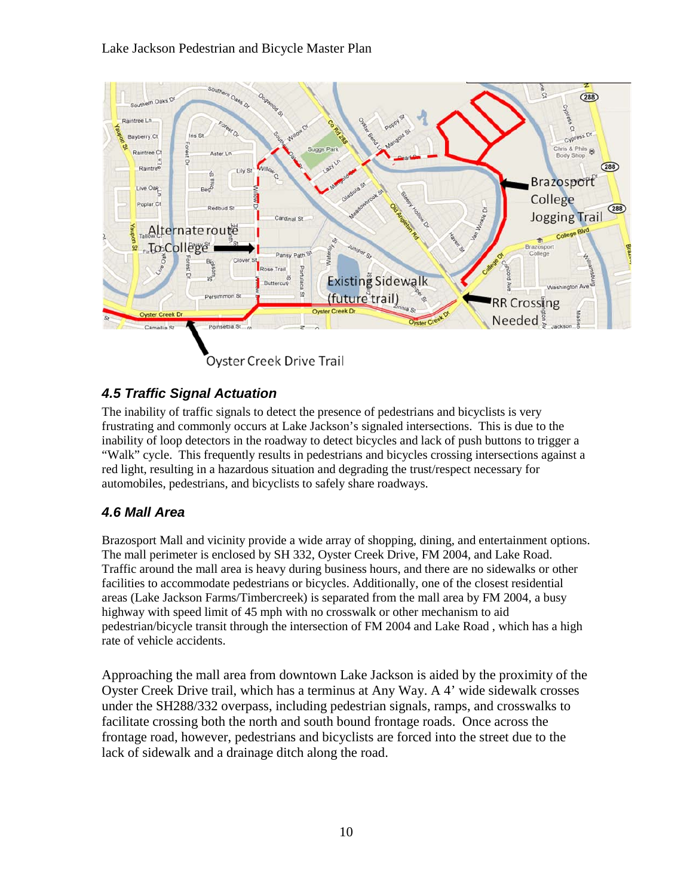## 4.5 Traffic Signal Actuation

The inability of traffic signals to detect the presence of pedestrians and bicyclists is very frustrating and commonly occurs at Lake Jackson's signaled intersections. This is due to the inability of loop detectors in the roadway to detect bicycles and lack of push buttons to trigger a "Walk" cycle. This frequently results in pedestrians and bicycles crossing intersections against a red light, resulting in a hazardous situation and degrading the trust/respect necessary for automobiles, pedestrians, and bicyclists to safely share roadways.

## 4.6 Mall Area

Brazosport Mall and vicinity provide a wide array of shopping, dining, and entertainment options. The mall perimeter is enclosed by SH 332, Oyster Creek Drive, FM 2004, and Lake Road. Traffic around the mall area is heavy during business hours, and there are no sidewalks or other facilities to accommodate pedestrians or bicycles. Additionally, one of the closest residential areas (Lake Jackson Farms/Timbercreek) is separated from the mall area by FM 2004, a busy highway with speed limit of 45 mph with no crosswalk or other mechanism to aid pedestrian/bicycle transit through the intersection of FM 2004 and Lake Road , which has a high rate of vehicle accidents.

Approaching the mall area from downtown Lake Jackson is aided by the proximity of the Oyster Creek Drive trail, which has a terminus at Any Way. A 4' wide sidewalk crosses under the SH288/332 overpass, including pedestrian signals, ramps, and crosswalks to facilitate crossing both the north and south bound frontage roads. Once across the frontage road, however, pedestrians and bicyclists are forced into the street due to the lack of sidewalk and a drainage ditch along the road.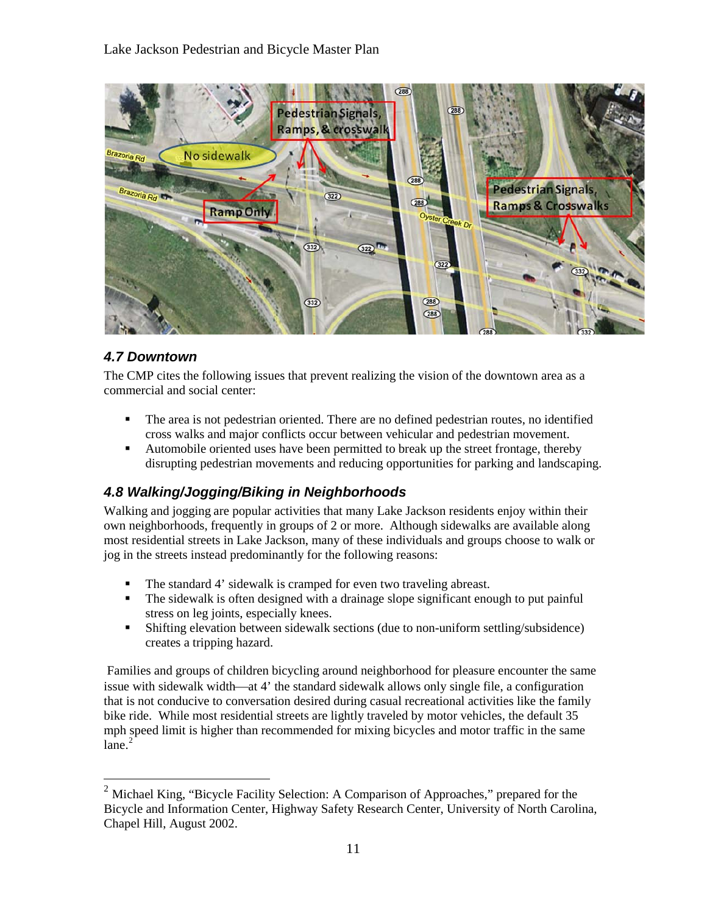### *4.7 Downtown*

The CMP cites the following issues that prevent realizing the vision of the downtown area as a commercial and social center:

- The area is not pedestrian oriented. There are no defined pedestrian routes, no identified cross walks and major conflicts occur between vehicular and pedestrian movement.
- Automobile oriented uses have been permitted to break up the street frontage, thereby disrupting pedestrian movements and reducing opportunities for parking and landscaping.

### *4.8 Walking/Jogging/Biking in Neighborhoods*

Walking and jogging are popular activities that many Lake Jackson residents enjoy within their own neighborhoods, frequently in groups of 2 or more. Although sidewalks are available along most residential streets in Lake Jackson, many of these individuals and groups choose to walk or jog in the streets instead predominantly for the following reasons:

- The standard 4' sidewalk is cramped for even two traveling abreast.
- The sidewalk is often designed with a drainage slope significant enough to put painful stress on leg joints, especially knees.
- Shifting elevation between sidewalk sections (due to non-uniform settling/subsidence) creates a tripping hazard.

Families and groups of children bicycling around neighborhood for pleasure encounter the same issue with sidewalk width—at 4' the standard sidewalk allows only single file, a configuration that is not conducive to conversation desired during casual recreational activities like the family bike ride. While most residential streets are lightly traveled by motor vehicles, the default 35 mph speed limit is higher than recommended for mixing bicycles and motor traffic in the same lane.[2]

[2] Michael King, "Bicycle Facility Selection: A Comparison of Approaches," prepared for the Bicycle and Information Center, Highway Safety Research Center, University of North Carolina, Chapel Hill, August 2002.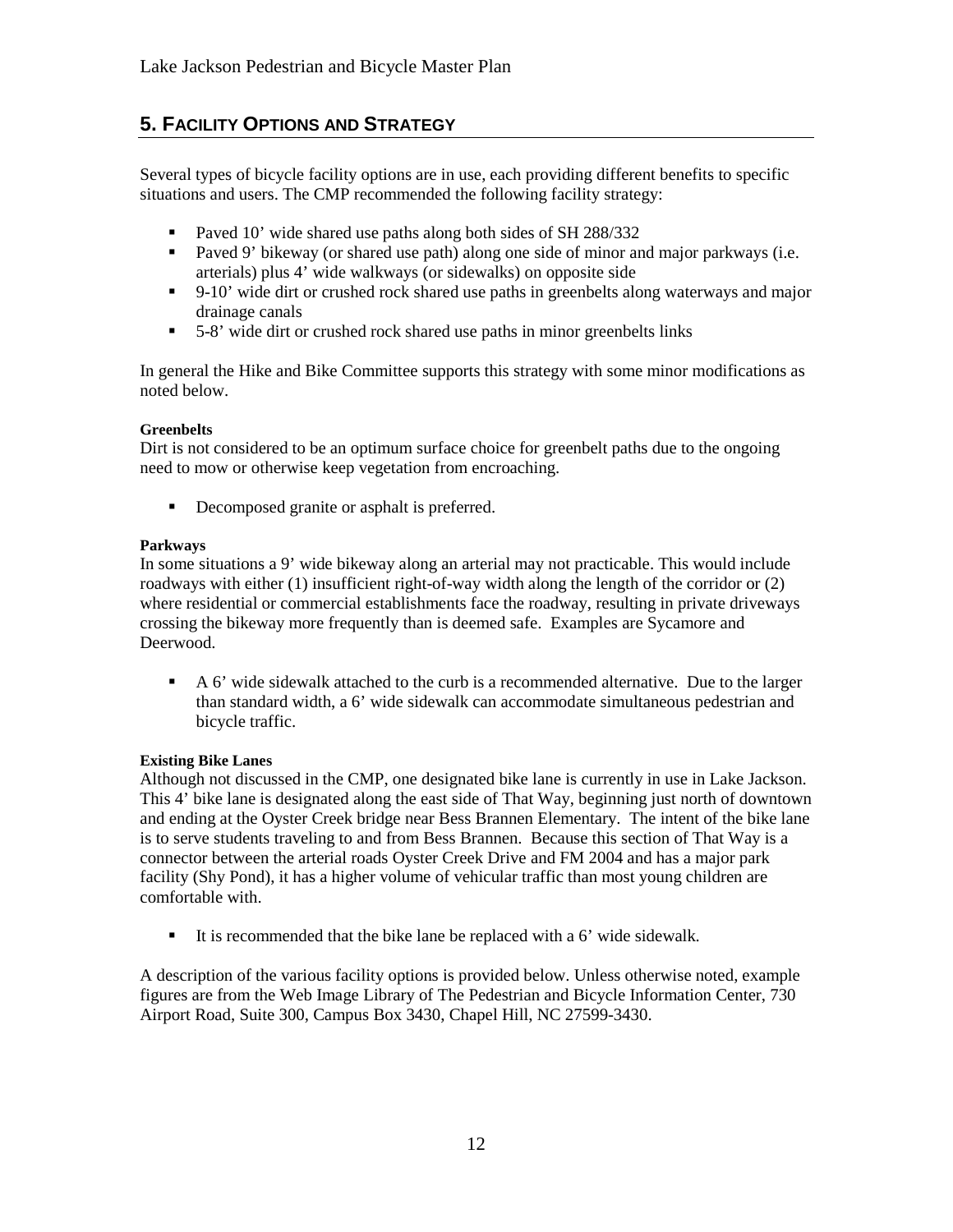## 5. Facility Options and Strategy

Several types of bicycle facility options are in use, each providing different benefits to specific situations and users. The CMP recommended the following facility strategy:

- Paved 10' wide shared use paths along both sides of SH 288/332
- Paved 9' bikeway (or shared use path) along one side of minor and major parkways (i.e. arterials) plus 4' wide walkways (or sidewalks) on opposite side
- 9-10' wide dirt or crushed rock shared use paths in greenbelts along waterways and major drainage canals
- 5-8' wide dirt or crushed rock shared use paths in minor greenbelts links

In general the Hike and Bike Committee supports this strategy with some minor modifications as noted below.

**Greenbelts**
Dirt is not considered to be an optimum surface choice for greenbelt paths due to the ongoing need to mow or otherwise keep vegetation from encroaching.

- Decomposed granite or asphalt is preferred.

**Parkways**
In some situations a 9' wide bikeway along an arterial may not practicable. This would include roadways with either (1) insufficient right-of-way width along the length of the corridor or (2) where residential or commercial establishments face the roadway, resulting in private driveways crossing the bikeway more frequently than is deemed safe. Examples are Sycamore and Deerwood.

- A 6' wide sidewalk attached to the curb is a recommended alternative. Due to the larger than standard width, a 6' wide sidewalk can accommodate simultaneous pedestrian and bicycle traffic.

**Existing Bike Lanes**
Although not discussed in the CMP, one designated bike lane is currently in use in Lake Jackson. This 4' bike lane is designated along the east side of That Way, beginning just north of downtown and ending at the Oyster Creek bridge near Bess Brannen Elementary. The intent of the bike lane is to serve students traveling to and from Bess Brannen. Because this section of That Way is a connector between the arterial roads Oyster Creek Drive and FM 2004 and has a major park facility (Shy Pond), it has a higher volume of vehicular traffic than most young children are comfortable with.

- It is recommended that the bike lane be replaced with a 6' wide sidewalk.

A description of the various facility options is provided below. Unless otherwise noted, example figures are from the Web Image Library of The Pedestrian and Bicycle Information Center, 730 Airport Road, Suite 300, Campus Box 3430, Chapel Hill, NC 27599-3430.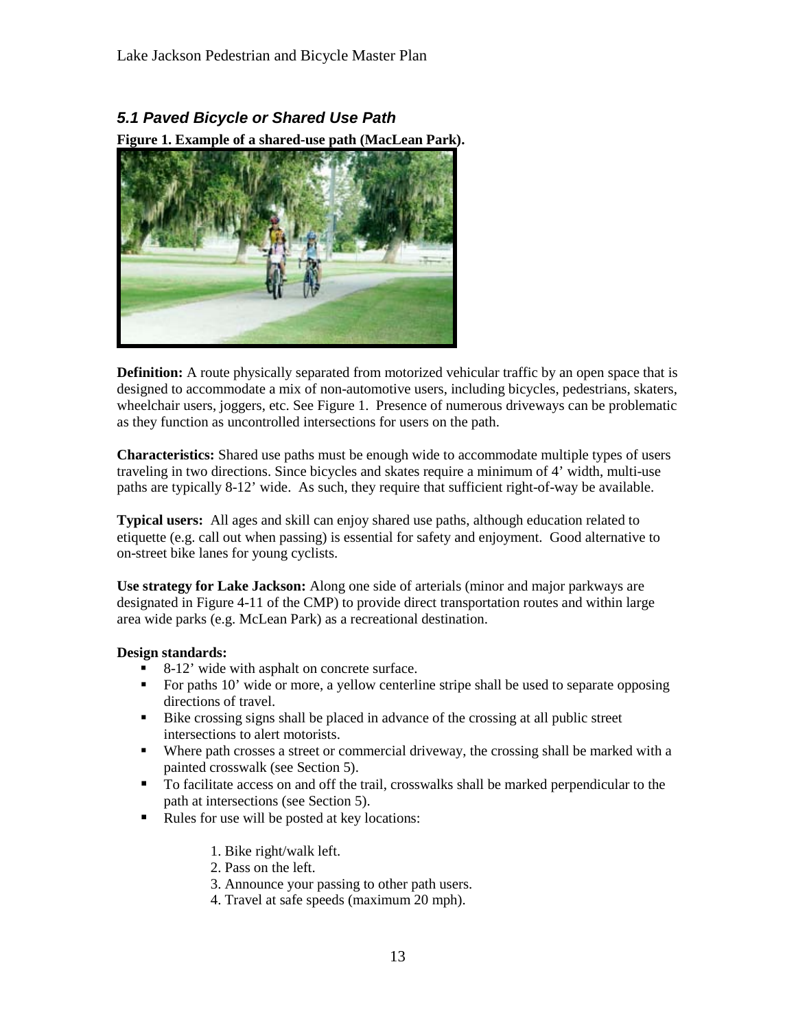### *5.1 Paved Bicycle or Shared Use Path*

**Figure 1. Example of a shared-use path (MacLean Park).**

**Definition:** A route physically separated from motorized vehicular traffic by an open space that is designed to accommodate a mix of non-automotive users, including bicycles, pedestrians, skaters, wheelchair users, joggers, etc. See Figure 1. Presence of numerous driveways can be problematic as they function as uncontrolled intersections for users on the path.

**Characteristics:** Shared use paths must be enough wide to accommodate multiple types of users traveling in two directions. Since bicycles and skates require a minimum of 4' width, multi-use paths are typically 8-12' wide. As such, they require that sufficient right-of-way be available.

**Typical users:** All ages and skill can enjoy shared use paths, although education related to etiquette (e.g. call out when passing) is essential for safety and enjoyment. Good alternative to on-street bike lanes for young cyclists.

**Use strategy for Lake Jackson:** Along one side of arterials (minor and major parkways are designated in Figure 4-11 of the CMP) to provide direct transportation routes and within large area wide parks (e.g. McLean Park) as a recreational destination.

**Design standards:**

- 8-12' wide with asphalt on concrete surface.
- For paths 10' wide or more, a yellow centerline stripe shall be used to separate opposing directions of travel.
- Bike crossing signs shall be placed in advance of the crossing at all public street intersections to alert motorists.
- Where path crosses a street or commercial driveway, the crossing shall be marked with a painted crosswalk (see Section 5).
- To facilitate access on and off the trail, crosswalks shall be marked perpendicular to the path at intersections (see Section 5).
- Rules for use will be posted at key locations:

    1. Bike right/walk left.
    2. Pass on the left.
    3. Announce your passing to other path users.
    4. Travel at safe speeds (maximum 20 mph).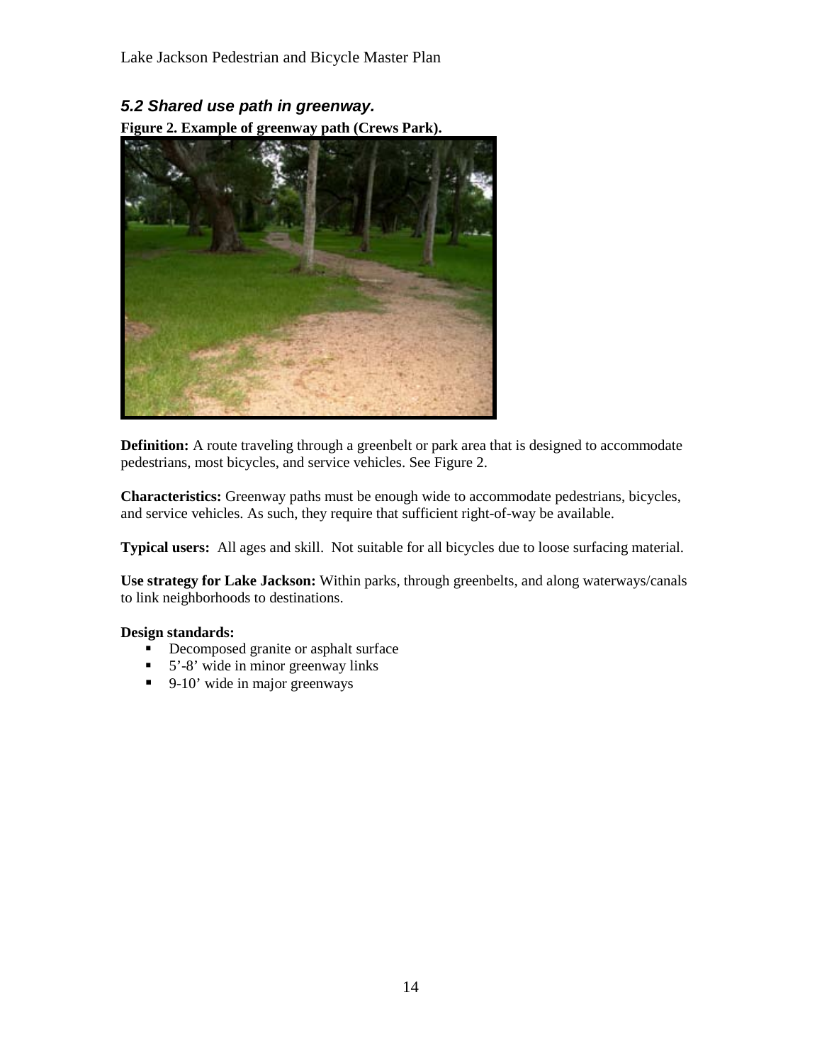## *5.2 Shared use path in greenway.*

**Figure 2. Example of greenway path (Crews Park).**

**Definition:** A route traveling through a greenbelt or park area that is designed to accommodate pedestrians, most bicycles, and service vehicles. See Figure 2.

**Characteristics:** Greenway paths must be enough wide to accommodate pedestrians, bicycles, and service vehicles. As such, they require that sufficient right-of-way be available.

**Typical users:** All ages and skill. Not suitable for all bicycles due to loose surfacing material.

**Use strategy for Lake Jackson:** Within parks, through greenbelts, and along waterways/canals to link neighborhoods to destinations.

**Design standards:**

- Decomposed granite or asphalt surface
- 5'-8' wide in minor greenway links
- 9-10' wide in major greenways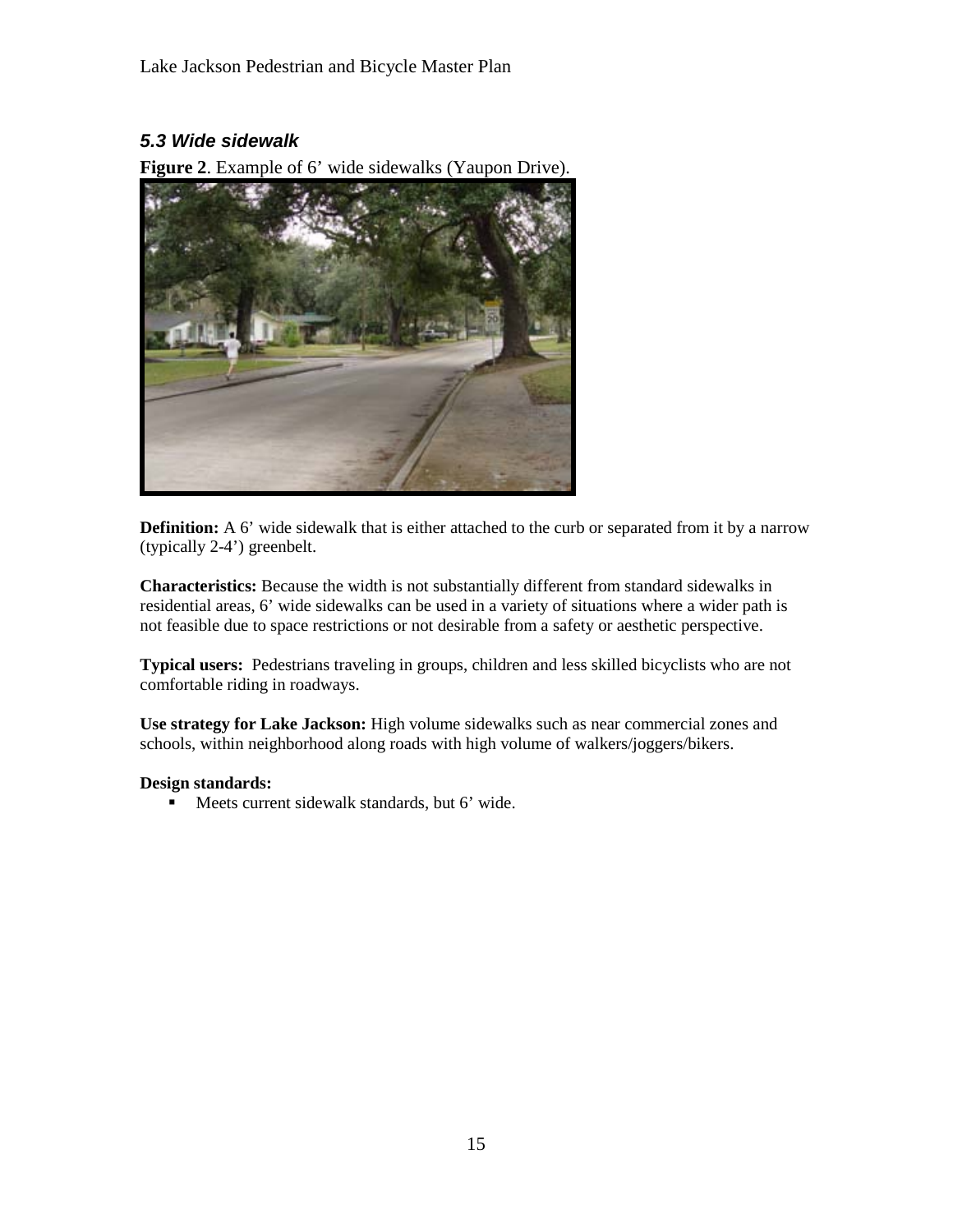### *5.3 Wide sidewalk*

**Figure 2**. Example of 6' wide sidewalks (Yaupon Drive).

**Definition:** A 6' wide sidewalk that is either attached to the curb or separated from it by a narrow (typically 2-4') greenbelt.

**Characteristics:** Because the width is not substantially different from standard sidewalks in residential areas, 6' wide sidewalks can be used in a variety of situations where a wider path is not feasible due to space restrictions or not desirable from a safety or aesthetic perspective.

**Typical users:** Pedestrians traveling in groups, children and less skilled bicyclists who are not comfortable riding in roadways.

**Use strategy for Lake Jackson:** High volume sidewalks such as near commercial zones and schools, within neighborhood along roads with high volume of walkers/joggers/bikers.

**Design standards:**

- Meets current sidewalk standards, but 6' wide.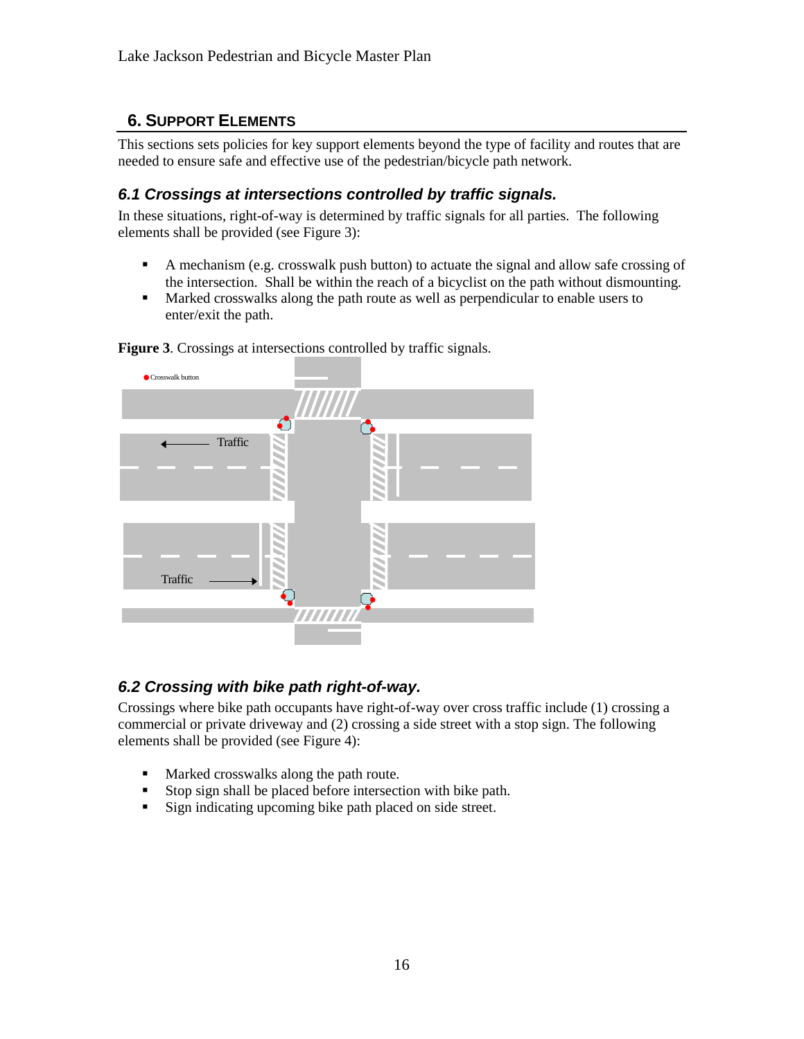## 6. Support Elements

This sections sets policies for key support elements beyond the type of facility and routes that are needed to ensure safe and effective use of the pedestrian/bicycle path network.

### *6.1 Crossings at intersections controlled by traffic signals.*

In these situations, right-of-way is determined by traffic signals for all parties. The following elements shall be provided (see Figure 3):

- A mechanism (e.g. crosswalk push button) to actuate the signal and allow safe crossing of the intersection. Shall be within the reach of a bicyclist on the path without dismounting.
- Marked crosswalks along the path route as well as perpendicular to enable users to enter/exit the path.

**Figure 3**. Crossings at intersections controlled by traffic signals.

### *6.2 Crossing with bike path right-of-way.*

Crossings where bike path occupants have right-of-way over cross traffic include (1) crossing a commercial or private driveway and (2) crossing a side street with a stop sign. The following elements shall be provided (see Figure 4):

- Marked crosswalks along the path route.
- Stop sign shall be placed before intersection with bike path.
- Sign indicating upcoming bike path placed on side street.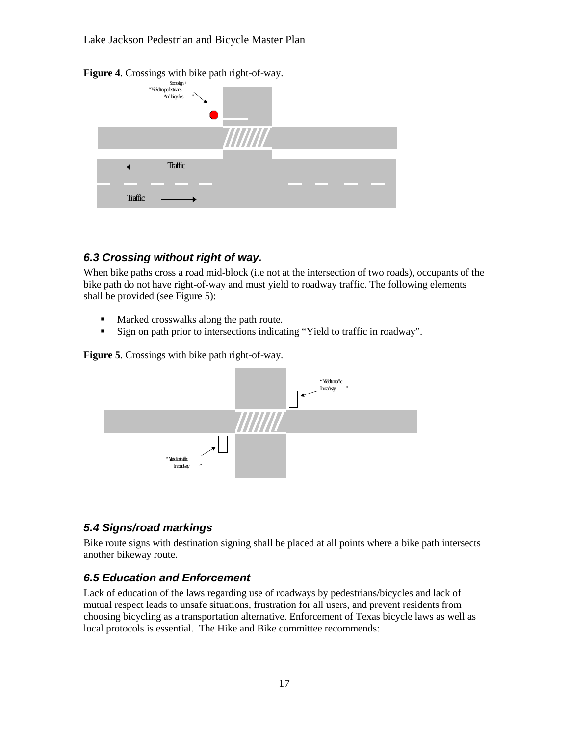**Figure 4**. Crossings with bike path right-of-way.

### *6.3 Crossing without right of way.*

When bike paths cross a road mid-block (i.e not at the intersection of two roads), occupants of the bike path do not have right-of-way and must yield to roadway traffic. The following elements shall be provided (see Figure 5):

- Marked crosswalks along the path route.
- Sign on path prior to intersections indicating "Yield to traffic in roadway".

**Figure 5**. Crossings with bike path right-of-way.

### *5.4 Signs/road markings*

Bike route signs with destination signing shall be placed at all points where a bike path intersects another bikeway route.

### *6.5 Education and Enforcement*

Lack of education of the laws regarding use of roadways by pedestrians/bicycles and lack of mutual respect leads to unsafe situations, frustration for all users, and prevent residents from choosing bicycling as a transportation alternative. Enforcement of Texas bicycle laws as well as local protocols is essential. The Hike and Bike committee recommends: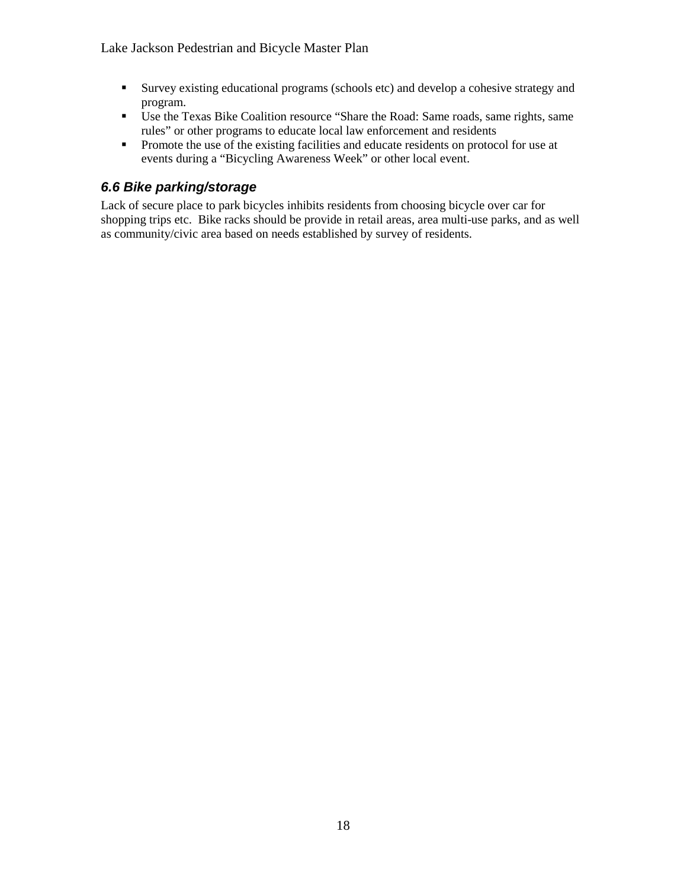- Survey existing educational programs (schools etc) and develop a cohesive strategy and program.
- Use the Texas Bike Coalition resource "Share the Road: Same roads, same rights, same rules" or other programs to educate local law enforcement and residents
- Promote the use of the existing facilities and educate residents on protocol for use at events during a "Bicycling Awareness Week" or other local event.

### *6.6 Bike parking/storage*

Lack of secure place to park bicycles inhibits residents from choosing bicycle over car for shopping trips etc. Bike racks should be provide in retail areas, area multi-use parks, and as well as community/civic area based on needs established by survey of residents.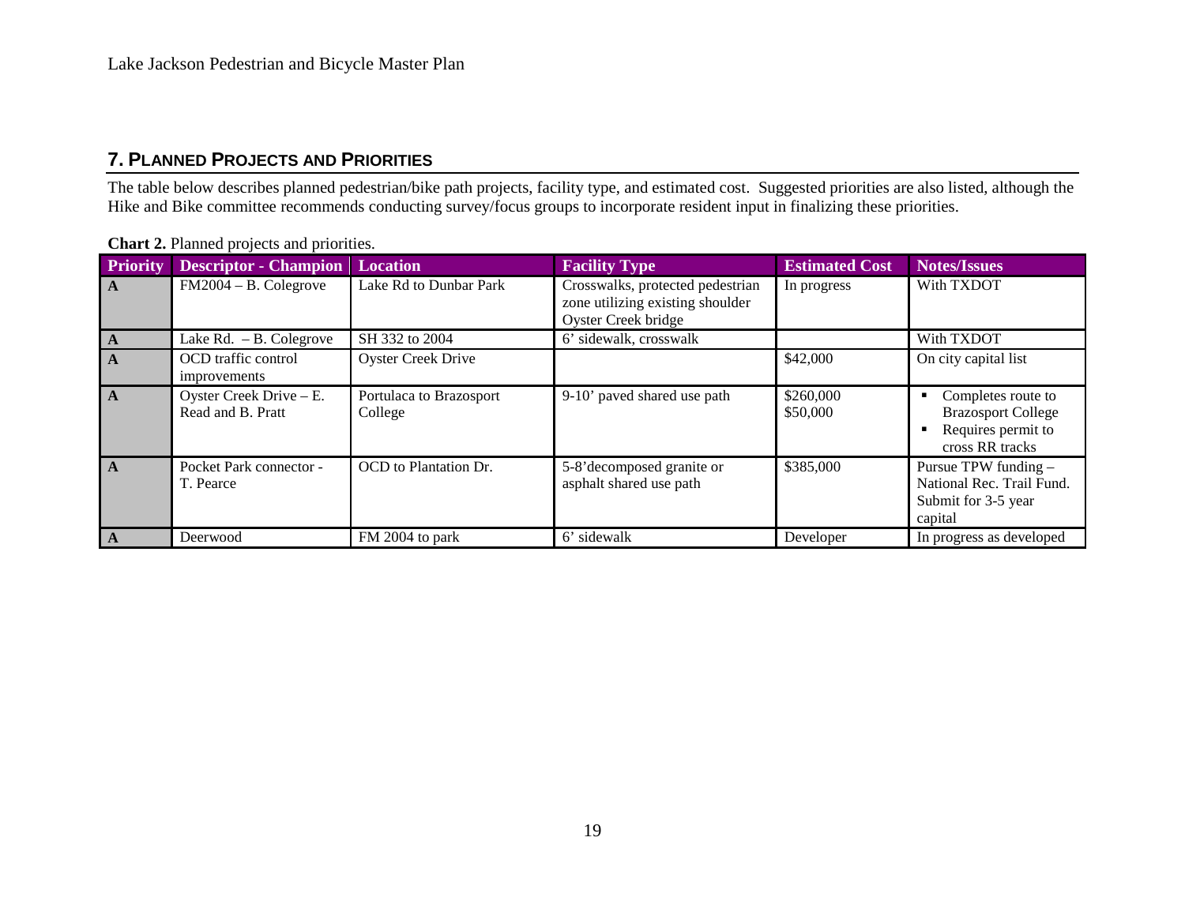## 7. Planned Projects and Priorities

The table below describes planned pedestrian/bike path projects, facility type, and estimated cost. Suggested priorities are also listed, although the Hike and Bike committee recommends conducting survey/focus groups to incorporate resident input in finalizing these priorities.

**Chart 2.** Planned projects and priorities.

| Priority | Descriptor - Champion | Location | Facility Type | Estimated Cost | Notes/Issues |
|---|---|---|---|---|---|
| A | FM2004 – B. Colegrove | Lake Rd to Dunbar Park | Crosswalks, protected pedestrian zone utilizing existing shoulder Oyster Creek bridge | In progress | With TXDOT |
| A | Lake Rd. – B. Colegrove | SH 332 to 2004 | 6' sidewalk, crosswalk | | With TXDOT |
| A | OCD traffic control improvements | Oyster Creek Drive | | $42,000 | On city capital list |
| A | Oyster Creek Drive – E. Read and B. Pratt | Portulaca to Brazosport College | 9-10' paved shared use path | $260,000<br>$50,000 | ▪ Completes route to Brazosport College<br>▪ Requires permit to cross RR tracks |
| A | Pocket Park connector - T. Pearce | OCD to Plantation Dr. | 5-8'decomposed granite or asphalt shared use path | $385,000 | Pursue TPW funding – National Rec. Trail Fund. Submit for 3-5 year capital |
| A | Deerwood | FM 2004 to park | 6' sidewalk | Developer | In progress as developed |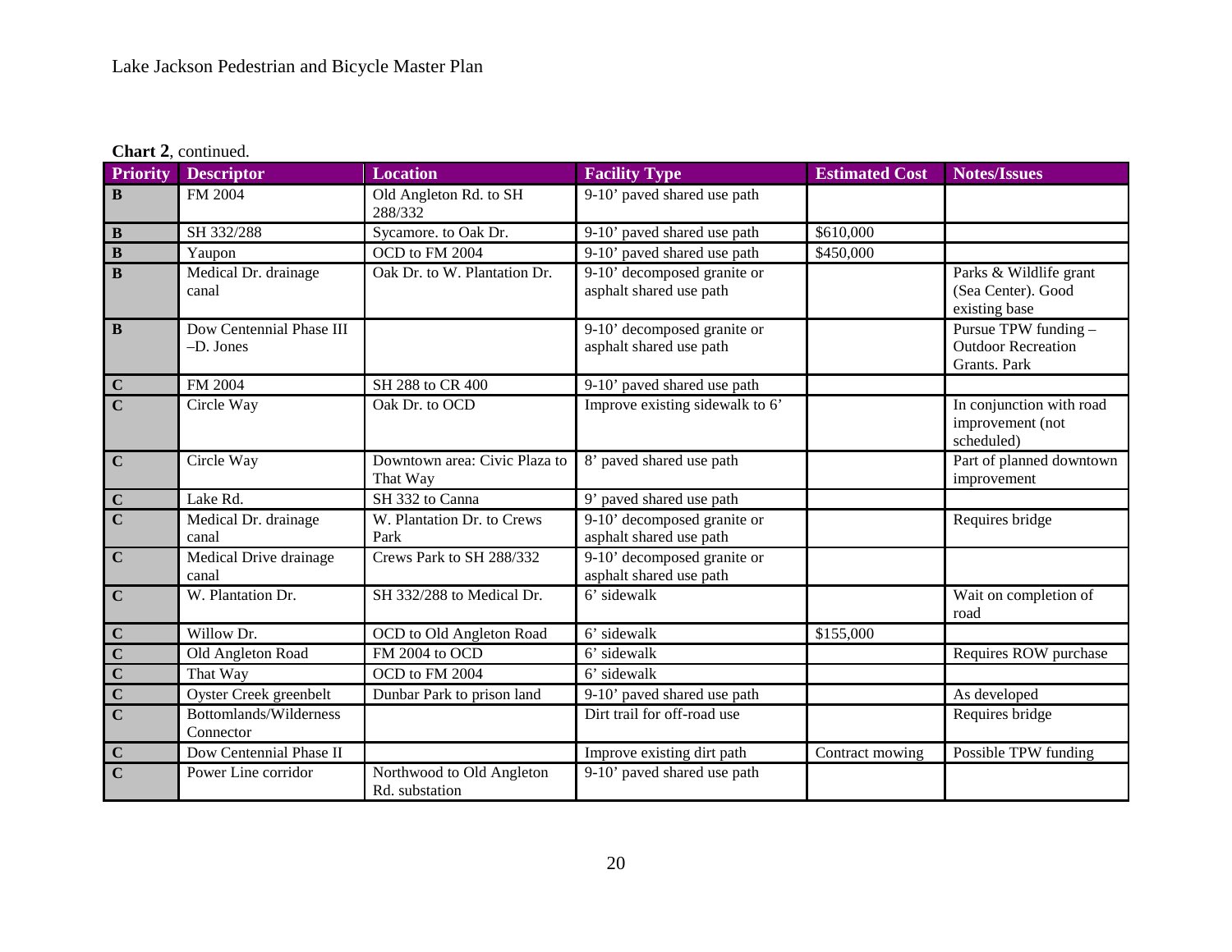**Chart 2**, continued.

| Priority | Descriptor | Location | Facility Type | Estimated Cost | Notes/Issues |
|---|---|---|---|---|---|
| **B** | FM 2004 | Old Angleton Rd. to SH 288/332 | 9-10' paved shared use path | | |
| **B** | SH 332/288 | Sycamore. to Oak Dr. | 9-10' paved shared use path | $610,000 | |
| **B** | Yaupon | OCD to FM 2004 | 9-10' paved shared use path | $450,000 | |
| **B** | Medical Dr. drainage canal | Oak Dr. to W. Plantation Dr. | 9-10' decomposed granite or asphalt shared use path | | Parks & Wildlife grant (Sea Center). Good existing base |
| **B** | Dow Centennial Phase III –D. Jones | | 9-10' decomposed granite or asphalt shared use path | | Pursue TPW funding – Outdoor Recreation Grants. Park |
| **C** | FM 2004 | SH 288 to CR 400 | 9-10' paved shared use path | | |
| **C** | Circle Way | Oak Dr. to OCD | Improve existing sidewalk to 6' | | In conjunction with road improvement (not scheduled) |
| **C** | Circle Way | Downtown area: Civic Plaza to That Way | 8' paved shared use path | | Part of planned downtown improvement |
| **C** | Lake Rd. | SH 332 to Canna | 9' paved shared use path | | |
| **C** | Medical Dr. drainage canal | W. Plantation Dr. to Crews Park | 9-10' decomposed granite or asphalt shared use path | | Requires bridge |
| **C** | Medical Drive drainage canal | Crews Park to SH 288/332 | 9-10' decomposed granite or asphalt shared use path | | |
| **C** | W. Plantation Dr. | SH 332/288 to Medical Dr. | 6' sidewalk | | Wait on completion of road |
| **C** | Willow Dr. | OCD to Old Angleton Road | 6' sidewalk | $155,000 | |
| **C** | Old Angleton Road | FM 2004 to OCD | 6' sidewalk | | Requires ROW purchase |
| **C** | That Way | OCD to FM 2004 | 6' sidewalk | | |
| **C** | Oyster Creek greenbelt | Dunbar Park to prison land | 9-10' paved shared use path | | As developed |
| **C** | Bottomlands/Wilderness Connector | | Dirt trail for off-road use | | Requires bridge |
| **C** | Dow Centennial Phase II | | Improve existing dirt path | Contract mowing | Possible TPW funding |
| **C** | Power Line corridor | Northwood to Old Angleton Rd. substation | 9-10' paved shared use path | | |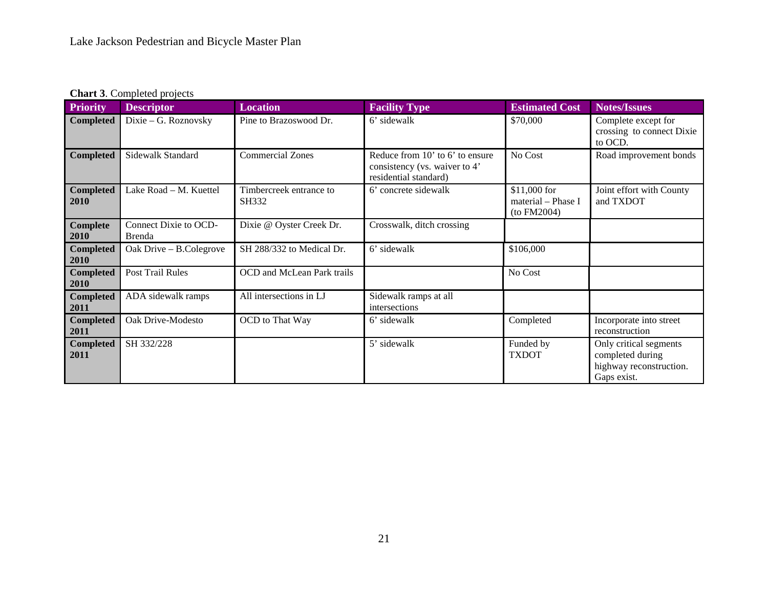**Chart 3**. Completed projects

| Priority | Descriptor | Location | Facility Type | Estimated Cost | Notes/Issues |
|---|---|---|---|---|---|
| **Completed** | Dixie – G. Roznovsky | Pine to Brazoswood Dr. | 6' sidewalk | $70,000 | Complete except for crossing to connect Dixie to OCD. |
| **Completed** | Sidewalk Standard | Commercial Zones | Reduce from 10' to 6' to ensure consistency (vs. waiver to 4' residential standard) | No Cost | Road improvement bonds |
| **Completed 2010** | Lake Road – M. Kuettel | Timbercreek entrance to SH332 | 6' concrete sidewalk | $11,000 for material – Phase I (to FM2004) | Joint effort with County and TXDOT |
| **Complete 2010** | Connect Dixie to OCD-Brenda | Dixie @ Oyster Creek Dr. | Crosswalk, ditch crossing | | |
| **Completed 2010** | Oak Drive – B.Colegrove | SH 288/332 to Medical Dr. | 6' sidewalk | $106,000 | |
| **Completed 2010** | Post Trail Rules | OCD and McLean Park trails | | No Cost | |
| **Completed 2011** | ADA sidewalk ramps | All intersections in LJ | Sidewalk ramps at all intersections | | |
| **Completed 2011** | Oak Drive-Modesto | OCD to That Way | 6' sidewalk | Completed | Incorporate into street reconstruction |
| **Completed 2011** | SH 332/228 | | 5' sidewalk | Funded by TXDOT | Only critical segments completed during highway reconstruction. Gaps exist. |